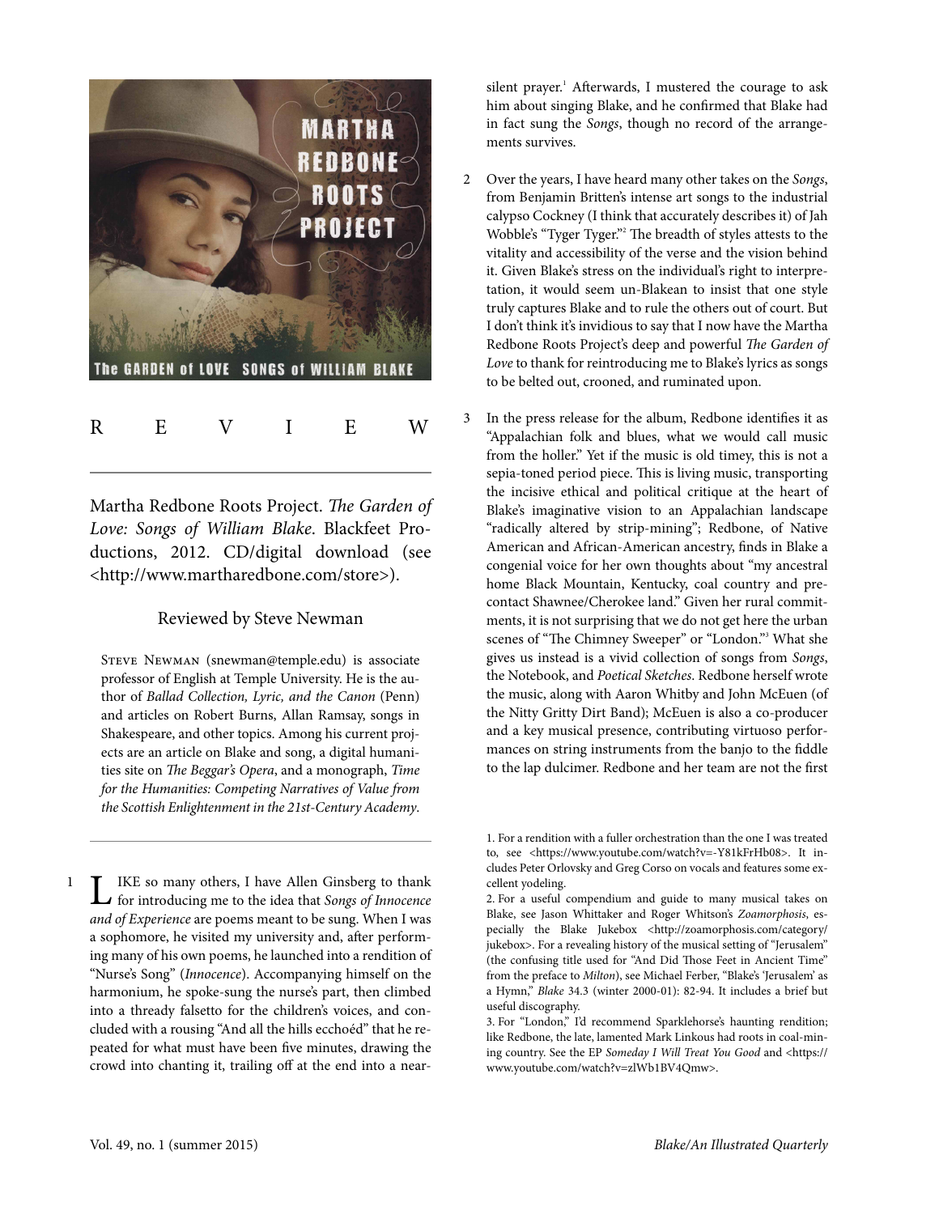# REVIEW

Martha Redbone Roots Project. *The Garden of Love: Songs of William Blake*. Blackfeet Productions, 2012. CD/digital download (see <http://www.martharedbone.com/store>).

Reviewed by Steve Newman

Steve Newman (snewman@temple.edu) is associate professor of English at Temple University. He is the author of *Ballad Collection, Lyric, and the Canon* (Penn) and articles on Robert Burns, Allan Ramsay, songs in Shakespeare, and other topics. Among his current projects are an article on Blake and song, a digital humanities site on *The Beggar's Opera*, and a monograph, *Time for the Humanities: Competing Narratives of Value from the Scottish Enlightenment in the 21st-Century Academy*.

1 Like so many others, I have Allen Ginsberg to thank for introducing me to the idea that *Songs of Innocence and of Experience* are poems meant to be sung. When I was a sophomore, he visited my university and, after performing many of his own poems, he launched into a rendition of "Nurse's Song" (*Innocence*). Accompanying himself on the harmonium, he spoke-sang the nurse's part, then climbed into a thready falsetto for the children's voices, and concluded with a rousing "And all the hills ecchoéd" that he repeated for what must have been five minutes, drawing the crowd into chanting it, trailing off at the end into a near-silent prayer.[1] Afterwards, I mustered the courage to ask him about singing Blake, and he confirmed that Blake had in fact sung the *Songs*, though no record of the arrangements survives.

2 Over the years, I have heard many other takes on the *Songs*, from Benjamin Britten's intense art songs to the industrial calypso Cockney (I think that accurately describes it) of Jah Wobble's "Tyger Tyger."[2] The breadth of styles attests to the vitality and accessibility of the verse and the vision behind it. Given Blake's stress on the individual's right to interpretation, it would seem un-Blakean to insist that one style truly captures Blake and to rule the others out of court. But I don't think it's invidious to say that I now have the Martha Redbone Roots Project's deep and powerful *The Garden of Love* to thank for reintroducing me to Blake's lyrics as songs to be belted out, crooned, and ruminated upon.

3 In the press release for the album, Redbone identifies it as "Appalachian folk and blues, what we would call music from the holler." Yet if the music is old timey, this is not a sepia-toned period piece. This is living music, transporting the incisive ethical and political critique at the heart of Blake's imaginative vision to an Appalachian landscape "radically altered by strip-mining"; Redbone, of Native American and African-American ancestry, finds in Blake a congenial voice for her own thoughts about "my ancestral home Black Mountain, Kentucky, coal country and pre-contact Shawnee/Cherokee land." Given her rural commitments, it is not surprising that we do not get here the urban scenes of "The Chimney Sweeper" or "London."[3] What she gives us instead is a vivid collection of songs from *Songs*, the Notebook, and *Poetical Sketches*. Redbone herself wrote the music, along with Aaron Whitby and John McEuen (of the Nitty Gritty Dirt Band); McEuen is also a co-producer and a key musical presence, contributing virtuoso performances on string instruments from the banjo to the fiddle to the lap dulcimer. Redbone and her team are not the first

1. For a rendition with a fuller orchestration than the one I was treated to, see <https://www.youtube.com/watch?v=-Y81kFrHb08>. It includes Peter Orlovsky and Greg Corso on vocals and features some excellent yodeling.

2. For a useful compendium and guide to many musical takes on Blake, see Jason Whittaker and Roger Whitson's *Zoamorphosis*, especially the Blake Jukebox <http://zoamorphosis.com/category/jukebox>. For a revealing history of the musical setting of "Jerusalem" (the confusing title used for "And Did Those Feet in Ancient Time" from the preface to *Milton*), see Michael Ferber, "Blake's 'Jerusalem' as a Hymn," *Blake* 34.3 (winter 2000-01): 82-94. It includes a brief but useful discography.

3. For "London," I'd recommend Sparklehorse's haunting rendition; like Redbone, the late, lamented Mark Linkous had roots in coal-mining country. See the EP *Someday I Will Treat You Good* and <https://www.youtube.com/watch?v=zlWb1BV4Qmw>.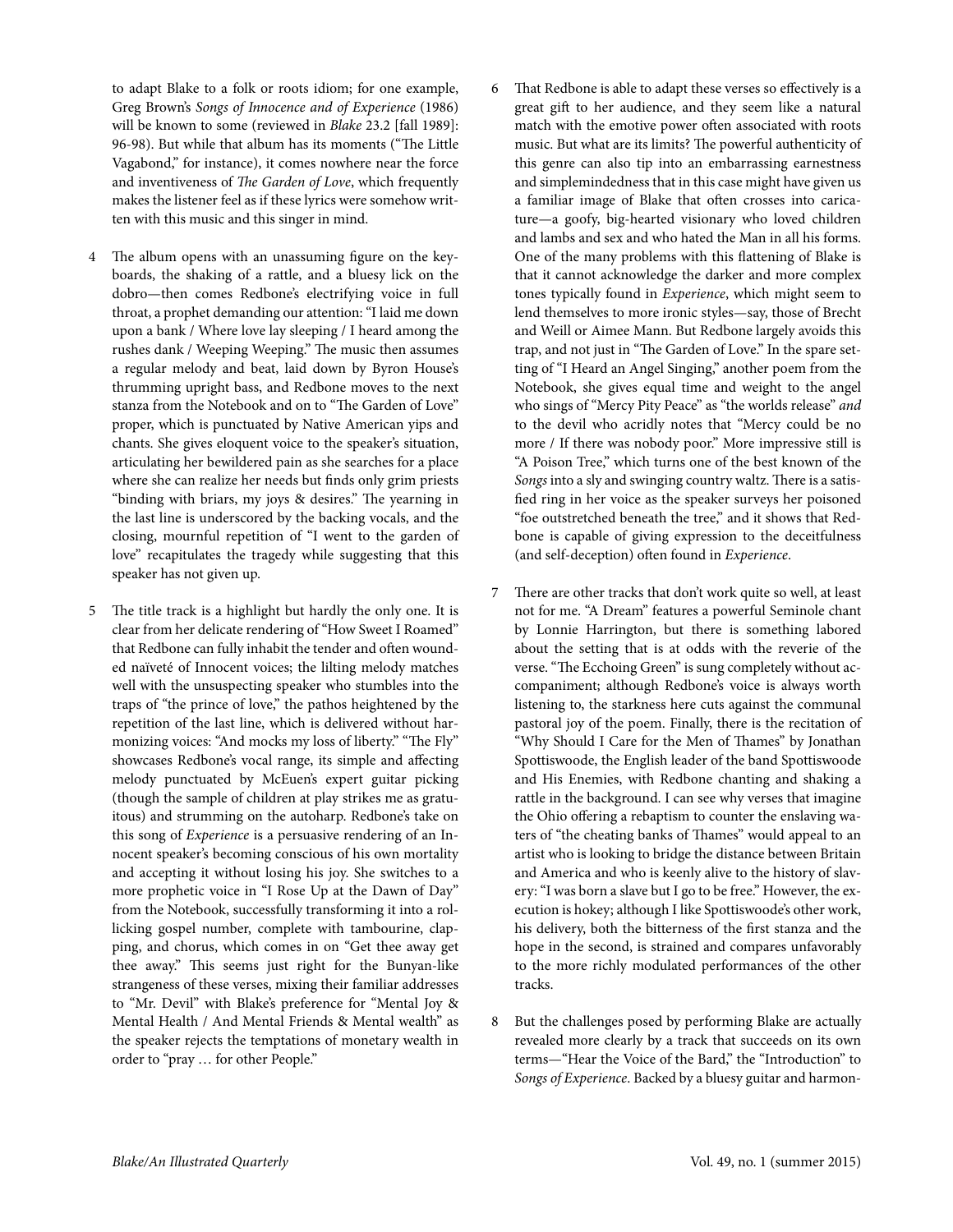to adapt Blake to a folk or roots idiom; for one example, Greg Brown's *Songs of Innocence and of Experience* (1986) will be known to some (reviewed in *Blake* 23.2 [fall 1989]: 96-98). But while that album has its moments ("The Little Vagabond," for instance), it comes nowhere near the force and inventiveness of *The Garden of Love*, which frequently makes the listener feel as if these lyrics were somehow written with this music and this singer in mind.

4 The album opens with an unassuming figure on the keyboards, the shaking of a rattle, and a bluesy lick on the dobro—then comes Redbone's electrifying voice in full throat, a prophet demanding our attention: "I laid me down upon a bank / Where love lay sleeping / I heard among the rushes dank / Weeping Weeping." The music then assumes a regular melody and beat, laid down by Byron House's thrumming upright bass, and Redbone moves to the next stanza from the Notebook and on to "The Garden of Love" proper, which is punctuated by Native American yips and chants. She gives eloquent voice to the speaker's situation, articulating her bewildered pain as she searches for a place where she can realize her needs but finds only grim priests "binding with briars, my joys & desires." The yearning in the last line is underscored by the backing vocals, and the closing, mournful repetition of "I went to the garden of love" recapitulates the tragedy while suggesting that this speaker has not given up.

5 The title track is a highlight but hardly the only one. It is clear from her delicate rendering of "How Sweet I Roamed" that Redbone can fully inhabit the tender and often wounded naïveté of Innocent voices; the lilting melody matches well with the unsuspecting speaker who stumbles into the traps of "the prince of love," the pathos heightened by the repetition of the last line, which is delivered without harmonizing voices: "And mocks my loss of liberty." "The Fly" showcases Redbone's vocal range, its simple and affecting melody punctuated by McEuen's expert guitar picking (though the sample of children at play strikes me as gratuitous) and strumming on the autoharp. Redbone's take on this song of *Experience* is a persuasive rendering of an Innocent speaker's becoming conscious of his own mortality and accepting it without losing his joy. She switches to a more prophetic voice in "I Rose Up at the Dawn of Day" from the Notebook, successfully transforming it into a rollicking gospel number, complete with tambourine, clapping, and chorus, which comes in on "Get thee away get thee away." This seems just right for the Bunyan-like strangeness of these verses, mixing their familiar addresses to "Mr. Devil" with Blake's preference for "Mental Joy & Mental Health / And Mental Friends & Mental wealth" as the speaker rejects the temptations of monetary wealth in order to "pray … for other People."

6 That Redbone is able to adapt these verses so effectively is a great gift to her audience, and they seem like a natural match with the emotive power often associated with roots music. But what are its limits? The powerful authenticity of this genre can also tip into an embarrassing earnestness and simplemindedness that in this case might have given us a familiar image of Blake that often crosses into caricature—a goofy, big-hearted visionary who loved children and lambs and sex and who hated the Man in all his forms. One of the many problems with this flattening of Blake is that it cannot acknowledge the darker and more complex tones typically found in *Experience*, which might seem to lend themselves to more ironic styles—say, those of Brecht and Weill or Aimee Mann. But Redbone largely avoids this trap, and not just in "The Garden of Love." In the spare setting of "I Heard an Angel Singing," another poem from the Notebook, she gives equal time and weight to the angel who sings of "Mercy Pity Peace" as "the worlds release" *and* to the devil who acridly notes that "Mercy could be no more / If there was nobody poor." More impressive still is "A Poison Tree," which turns one of the best known of the *Songs* into a sly and swinging country waltz. There is a satisfied ring in her voice as the speaker surveys her poisoned "foe outstretched beneath the tree," and it shows that Redbone is capable of giving expression to the deceitfulness (and self-deception) often found in *Experience*.

7 There are other tracks that don't work quite so well, at least not for me. "A Dream" features a powerful Seminole chant by Lonnie Harrington, but there is something labored about the setting that is at odds with the reverie of the verse. "The Ecchoing Green" is sung completely without accompaniment; although Redbone's voice is always worth listening to, the starkness here cuts against the communal pastoral joy of the poem. Finally, there is the recitation of "Why Should I Care for the Men of Thames" by Jonathan Spottiswoode, the English leader of the band Spottiswoode and His Enemies, with Redbone chanting and shaking a rattle in the background. I can see why verses that imagine the Ohio offering a rebaptism to counter the enslaving waters of "the cheating banks of Thames" would appeal to an artist who is looking to bridge the distance between Britain and America and who is keenly alive to the history of slavery: "I was born a slave but I go to be free." However, the execution is hokey; although I like Spottiswoode's other work, his delivery, both the bitterness of the first stanza and the hope in the second, is strained and compares unfavorably to the more richly modulated performances of the other tracks.

8 But the challenges posed by performing Blake are actually revealed more clearly by a track that succeeds on its own terms—"Hear the Voice of the Bard," the "Introduction" to *Songs of Experience*. Backed by a bluesy guitar and harmon-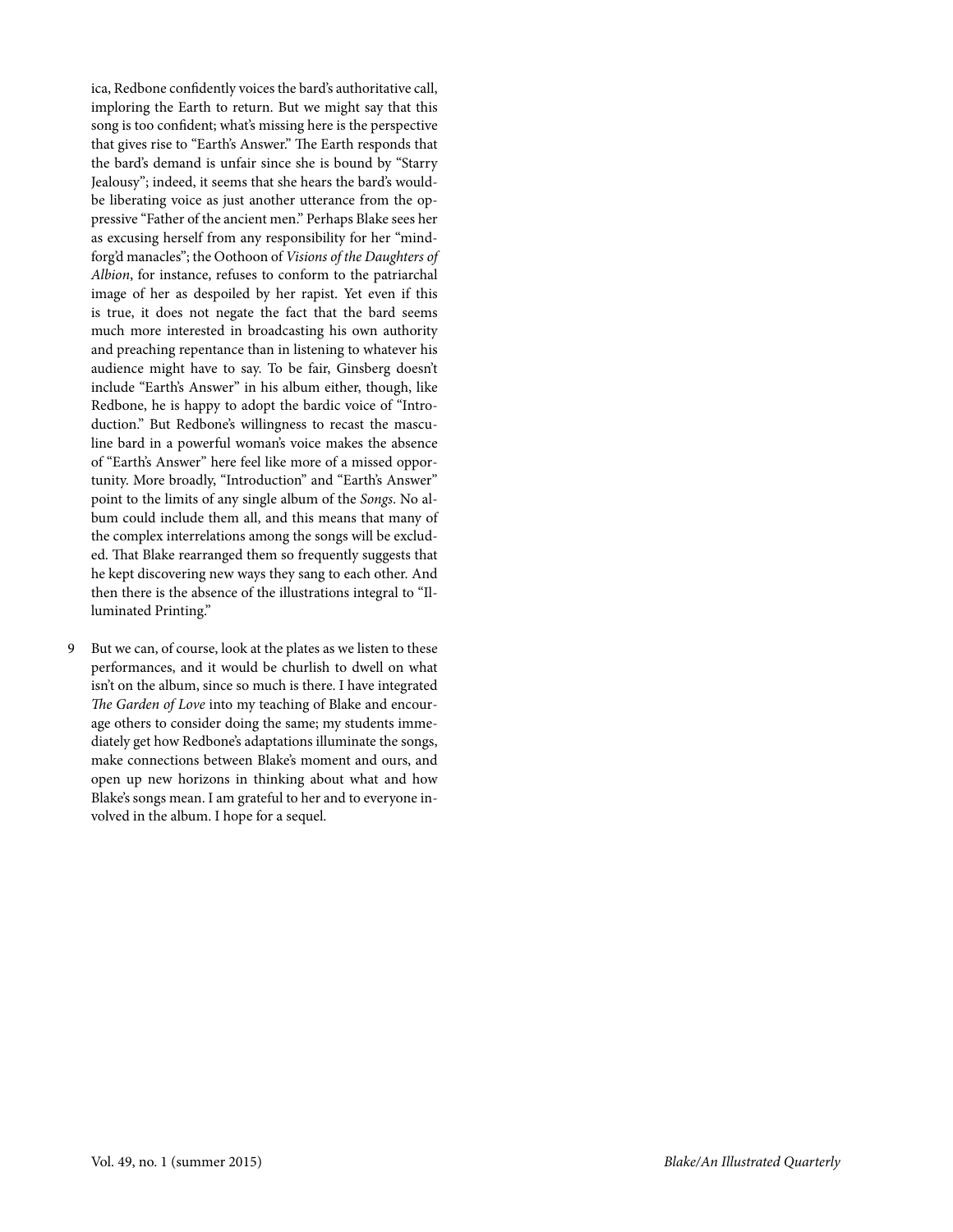ica, Redbone confidently voices the bard's authoritative call, imploring the Earth to return. But we might say that this song is too confident; what's missing here is the perspective that gives rise to "Earth's Answer." The Earth responds that the bard's demand is unfair since she is bound by "Starry Jealousy"; indeed, it seems that she hears the bard's would-be liberating voice as just another utterance from the oppressive "Father of the ancient men." Perhaps Blake sees her as excusing herself from any responsibility for her "mind-forg'd manacles"; the Oothoon of *Visions of the Daughters of Albion*, for instance, refuses to conform to the patriarchal image of her as despoiled by her rapist. Yet even if this is true, it does not negate the fact that the bard seems much more interested in broadcasting his own authority and preaching repentance than in listening to whatever his audience might have to say. To be fair, Ginsberg doesn't include "Earth's Answer" in his album either, though, like Redbone, he is happy to adopt the bardic voice of "Introduction." But Redbone's willingness to recast the masculine bard in a powerful woman's voice makes the absence of "Earth's Answer" here feel like more of a missed opportunity. More broadly, "Introduction" and "Earth's Answer" point to the limits of any single album of the *Songs*. No album could include them all, and this means that many of the complex interrelations among the songs will be excluded. That Blake rearranged them so frequently suggests that he kept discovering new ways they sang to each other. And then there is the absence of the illustrations integral to "Illuminated Printing."

9 But we can, of course, look at the plates as we listen to these performances, and it would be churlish to dwell on what isn't on the album, since so much is there. I have integrated *The Garden of Love* into my teaching of Blake and encourage others to consider doing the same; my students immediately get how Redbone's adaptations illuminate the songs, make connections between Blake's moment and ours, and open up new horizons in thinking about what and how Blake's songs mean. I am grateful to her and to everyone involved in the album. I hope for a sequel.